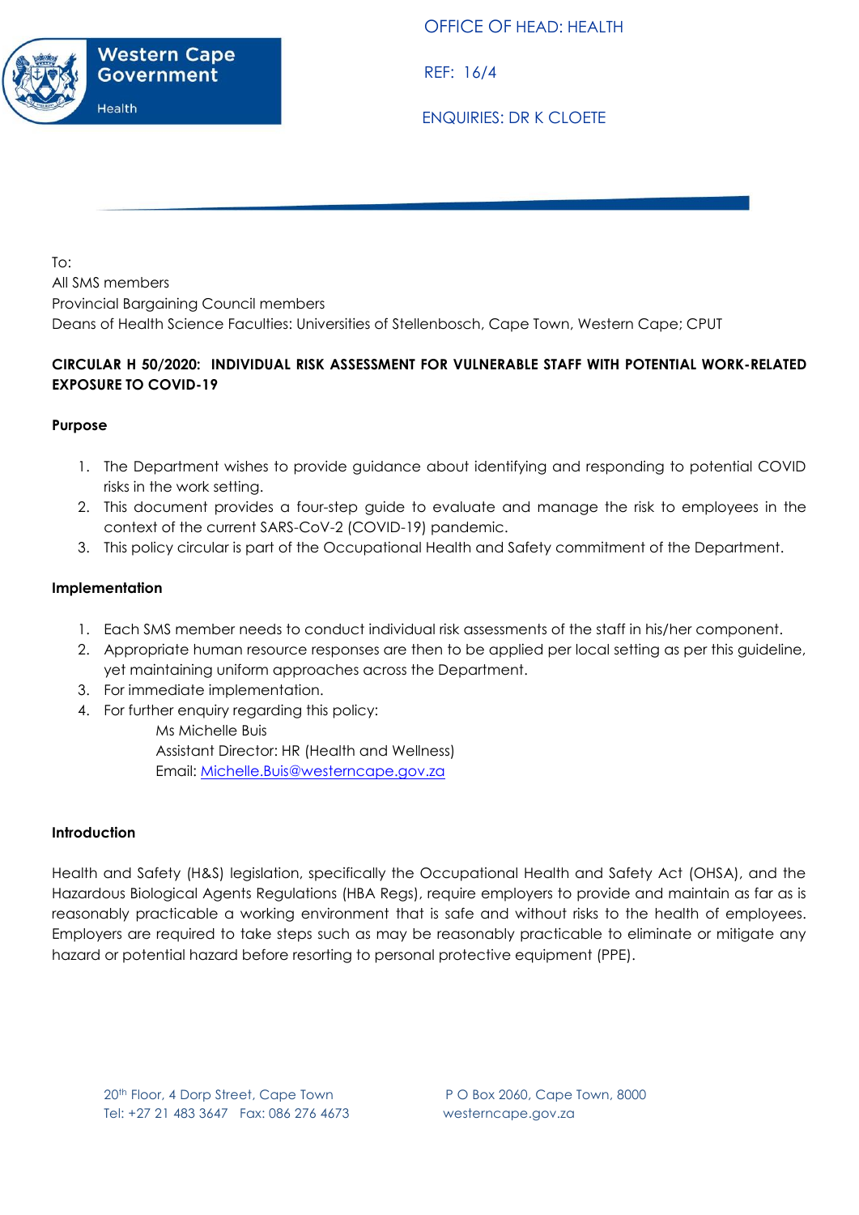Western Cape Government

Health

OFFICE OF HEAD: HEALTH

REF: 16/4

ENQUIRIES: DR K CLOETE

To:
All SMS members
Provincial Bargaining Council members
Deans of Health Science Faculties: Universities of Stellenbosch, Cape Town, Western Cape; CPUT

**CIRCULAR H 50/2020: INDIVIDUAL RISK ASSESSMENT FOR VULNERABLE STAFF WITH POTENTIAL WORK-RELATED EXPOSURE TO COVID-19**

**Purpose**

1. The Department wishes to provide guidance about identifying and responding to potential COVID risks in the work setting.
2. This document provides a four-step guide to evaluate and manage the risk to employees in the context of the current SARS-CoV-2 (COVID-19) pandemic.
3. This policy circular is part of the Occupational Health and Safety commitment of the Department.

**Implementation**

1. Each SMS member needs to conduct individual risk assessments of the staff in his/her component.
2. Appropriate human resource responses are then to be applied per local setting as per this guideline, yet maintaining uniform approaches across the Department.
3. For immediate implementation.
4. For further enquiry regarding this policy:
   Ms Michelle Buis
   Assistant Director: HR (Health and Wellness)
   Email: Michelle.Buis@westerncape.gov.za

**Introduction**

Health and Safety (H&S) legislation, specifically the Occupational Health and Safety Act (OHSA), and the Hazardous Biological Agents Regulations (HBA Regs), require employers to provide and maintain as far as is reasonably practicable a working environment that is safe and without risks to the health of employees. Employers are required to take steps such as may be reasonably practicable to eliminate or mitigate any hazard or potential hazard before resorting to personal protective equipment (PPE).

20th Floor, 4 Dorp Street, Cape Town
Tel: +27 21 483 3647 Fax: 086 276 4673

P O Box 2060, Cape Town, 8000
westerncape.gov.za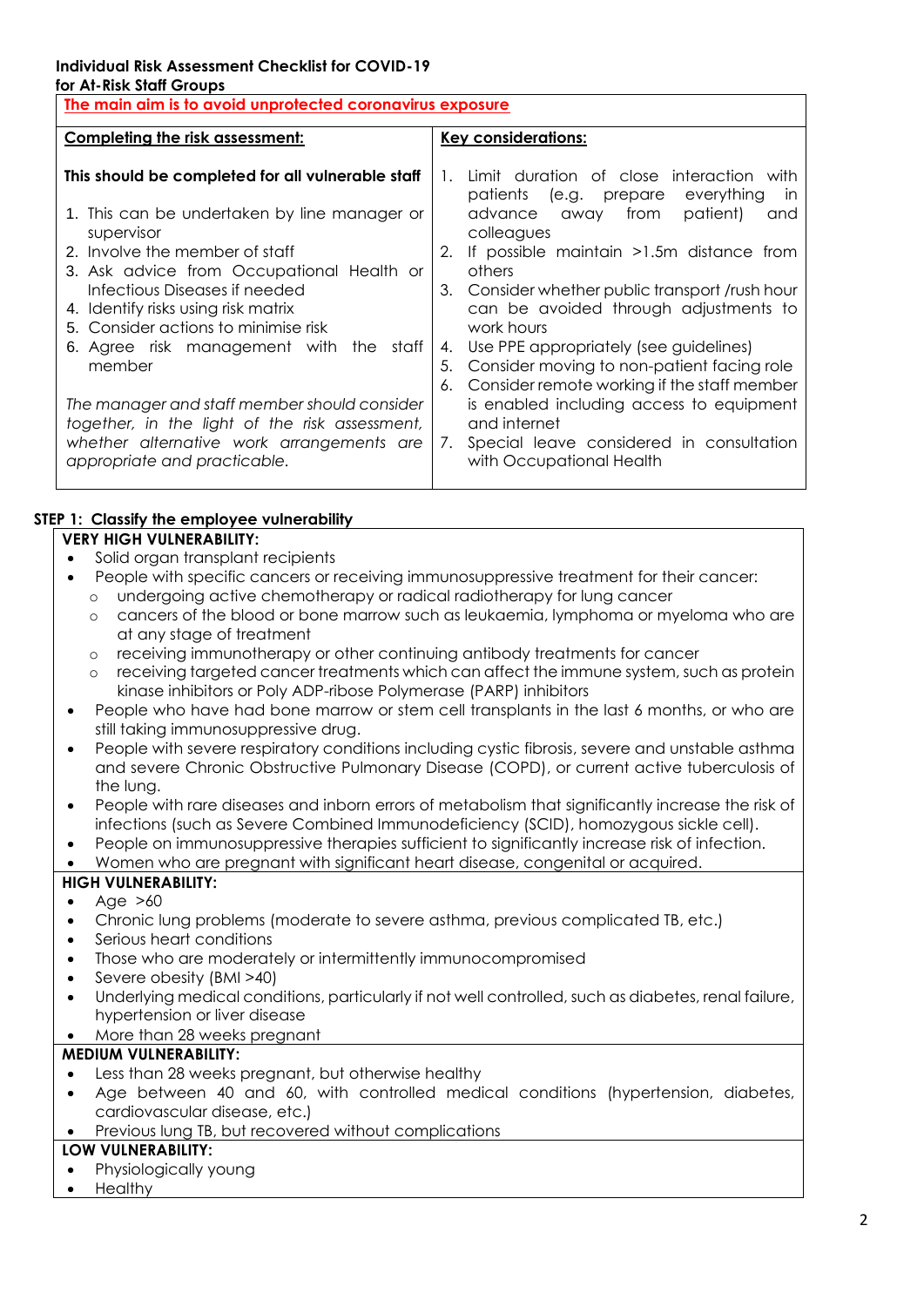**Individual Risk Assessment Checklist for COVID-19**
**for At-Risk Staff Groups**

| **The main aim is to avoid unprotected coronavirus exposure** | |
|---|---|
| **Completing the risk assessment:**<br><br>**This should be completed for all vulnerable staff**<br><br>1. This can be undertaken by line manager or supervisor<br>2. Involve the member of staff<br>3. Ask advice from Occupational Health or Infectious Diseases if needed<br>4. Identify risks using risk matrix<br>5. Consider actions to minimise risk<br>6. Agree risk management with the staff member<br><br>*The manager and staff member should consider together, in the light of the risk assessment, whether alternative work arrangements are appropriate and practicable.* | **Key considerations:**<br><br>1. Limit duration of close interaction with patients (e.g. prepare everything in advance away from patient) and colleagues<br>2. If possible maintain >1.5m distance from others<br>3. Consider whether public transport /rush hour can be avoided through adjustments to work hours<br>4. Use PPE appropriately (see guidelines)<br>5. Consider moving to non-patient facing role<br>6. Consider remote working if the staff member is enabled including access to equipment and internet<br>7. Special leave considered in consultation with Occupational Health |

**STEP 1: Classify the employee vulnerability**

**VERY HIGH VULNERABILITY:**

- Solid organ transplant recipients
- People with specific cancers or receiving immunosuppressive treatment for their cancer:
  - undergoing active chemotherapy or radical radiotherapy for lung cancer
  - cancers of the blood or bone marrow such as leukaemia, lymphoma or myeloma who are at any stage of treatment
  - receiving immunotherapy or other continuing antibody treatments for cancer
  - receiving targeted cancer treatments which can affect the immune system, such as protein kinase inhibitors or Poly ADP-ribose Polymerase (PARP) inhibitors
- People who have had bone marrow or stem cell transplants in the last 6 months, or who are still taking immunosuppressive drug.
- People with severe respiratory conditions including cystic fibrosis, severe and unstable asthma and severe Chronic Obstructive Pulmonary Disease (COPD), or current active tuberculosis of the lung.
- People with rare diseases and inborn errors of metabolism that significantly increase the risk of infections (such as Severe Combined Immunodeficiency (SCID), homozygous sickle cell).
- People on immunosuppressive therapies sufficient to significantly increase risk of infection.
- Women who are pregnant with significant heart disease, congenital or acquired.

**HIGH VULNERABILITY:**

- Age >60
- Chronic lung problems (moderate to severe asthma, previous complicated TB, etc.)
- Serious heart conditions
- Those who are moderately or intermittently immunocompromised
- Severe obesity (BMI >40)
- Underlying medical conditions, particularly if not well controlled, such as diabetes, renal failure, hypertension or liver disease
- More than 28 weeks pregnant

**MEDIUM VULNERABILITY:**

- Less than 28 weeks pregnant, but otherwise healthy
- Age between 40 and 60, with controlled medical conditions (hypertension, diabetes, cardiovascular disease, etc.)
- Previous lung TB, but recovered without complications

**LOW VULNERABILITY:**

- Physiologically young
- Healthy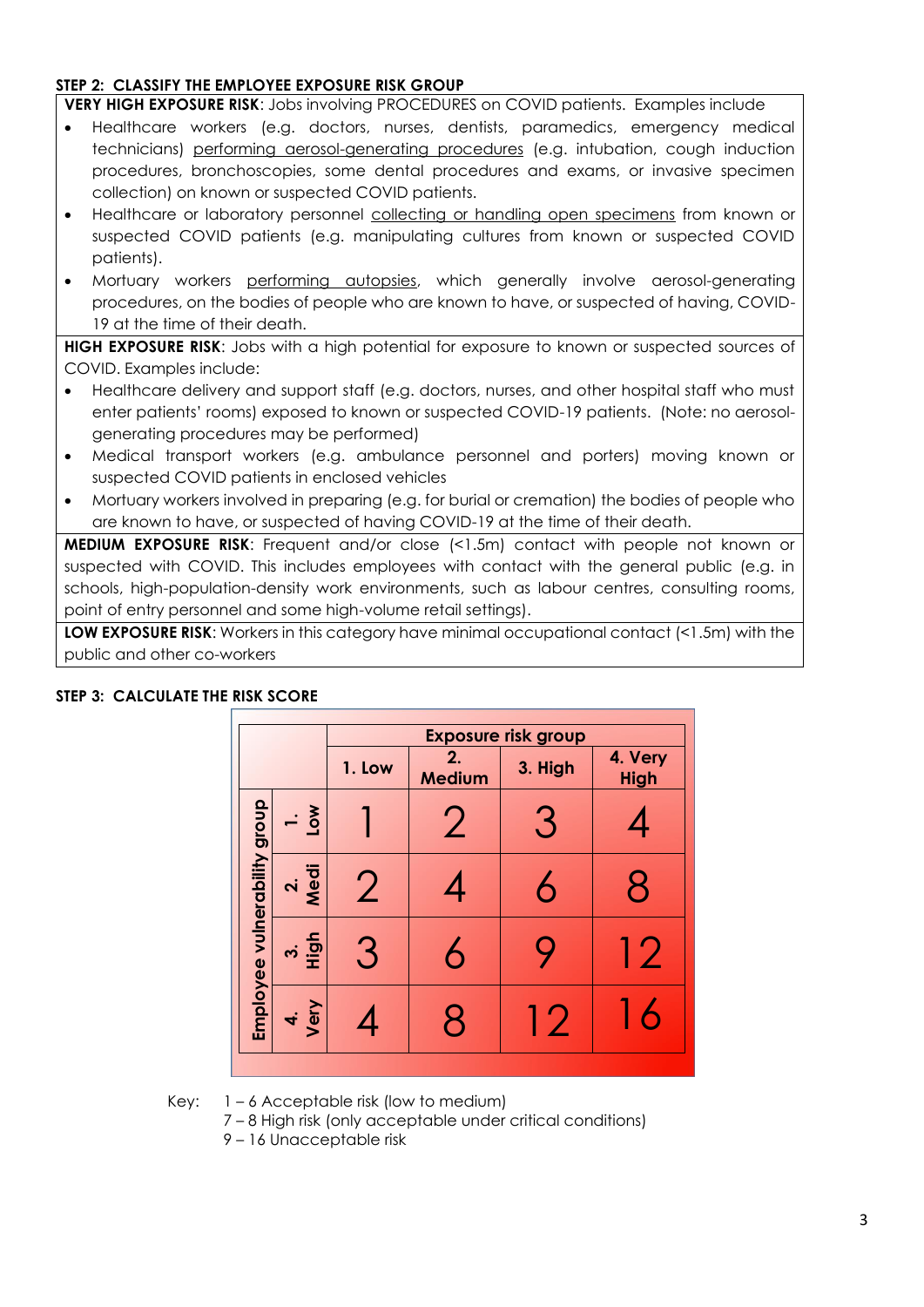**STEP 2: CLASSIFY THE EMPLOYEE EXPOSURE RISK GROUP**

**VERY HIGH EXPOSURE RISK**: Jobs involving PROCEDURES on COVID patients. Examples include

- Healthcare workers (e.g. doctors, nurses, dentists, paramedics, emergency medical technicians) performing aerosol-generating procedures (e.g. intubation, cough induction procedures, bronchoscopies, some dental procedures and exams, or invasive specimen collection) on known or suspected COVID patients.
- Healthcare or laboratory personnel collecting or handling open specimens from known or suspected COVID patients (e.g. manipulating cultures from known or suspected COVID patients).
- Mortuary workers performing autopsies, which generally involve aerosol-generating procedures, on the bodies of people who are known to have, or suspected of having, COVID-19 at the time of their death.

**HIGH EXPOSURE RISK**: Jobs with a high potential for exposure to known or suspected sources of COVID. Examples include:

- Healthcare delivery and support staff (e.g. doctors, nurses, and other hospital staff who must enter patients' rooms) exposed to known or suspected COVID-19 patients. (Note: no aerosol-generating procedures may be performed)
- Medical transport workers (e.g. ambulance personnel and porters) moving known or suspected COVID patients in enclosed vehicles
- Mortuary workers involved in preparing (e.g. for burial or cremation) the bodies of people who are known to have, or suspected of having COVID-19 at the time of their death.

**MEDIUM EXPOSURE RISK**: Frequent and/or close (<1.5m) contact with people not known or suspected with COVID. This includes employees with contact with the general public (e.g. in schools, high-population-density work environments, such as labour centres, consulting rooms, point of entry personnel and some high-volume retail settings).

**LOW EXPOSURE RISK**: Workers in this category have minimal occupational contact (<1.5m) with the public and other co-workers

**STEP 3: CALCULATE THE RISK SCORE**

| | | Exposure risk group | | | |
|---|---|---|---|---|---|
| | | 1. Low | 2. Medium | 3. High | 4. Very High |
| Employee vulnerability group | 1. Low | 1 | 2 | 3 | 4 |
| | 2. Medi | 2 | 4 | 6 | 8 |
| | 3. High | 3 | 6 | 9 | 12 |
| | 4. Very | 4 | 8 | 12 | 16 |

Key:
1 – 6 Acceptable risk (low to medium)
7 – 8 High risk (only acceptable under critical conditions)
9 – 16 Unacceptable risk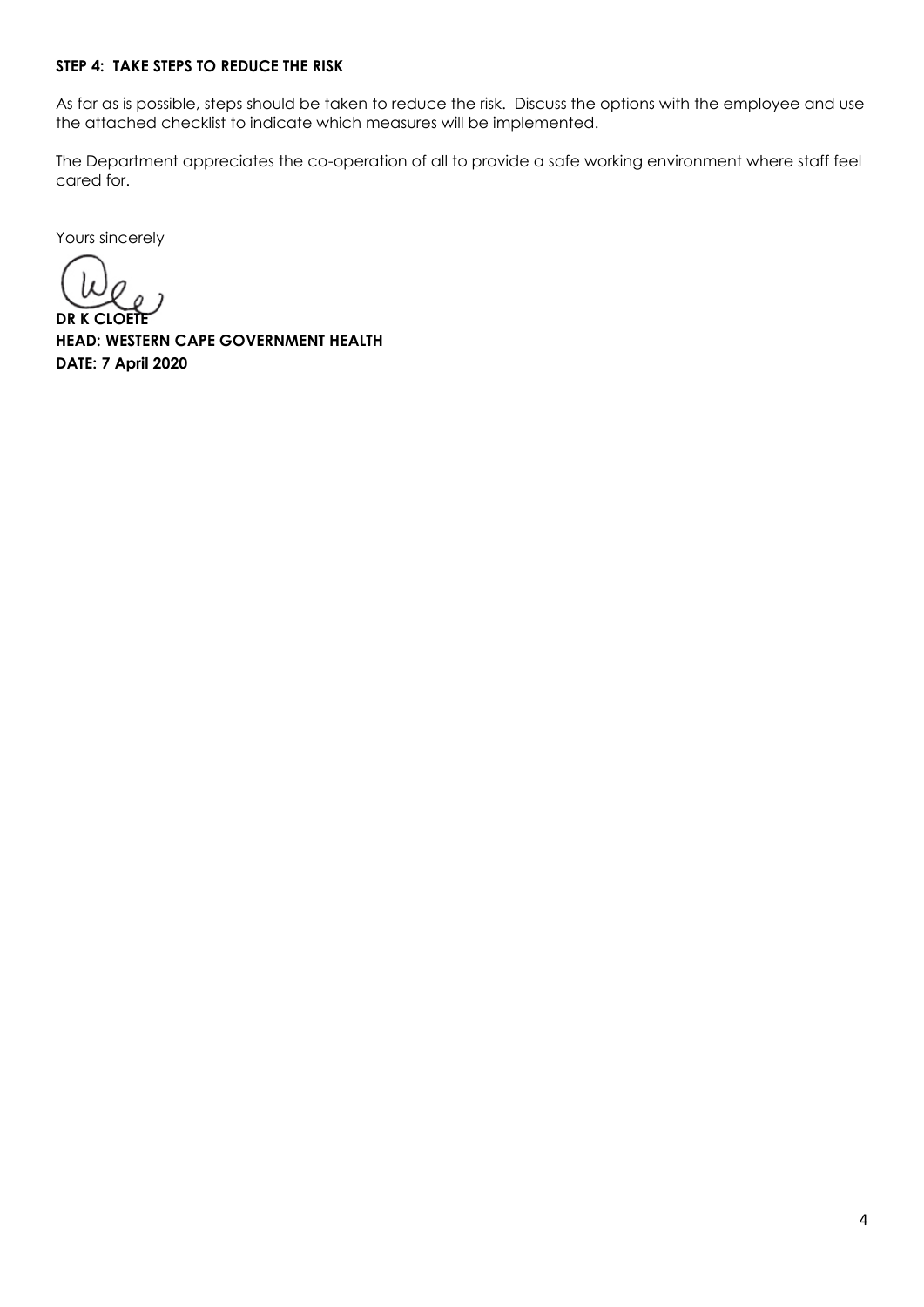**STEP 4: TAKE STEPS TO REDUCE THE RISK**

As far as is possible, steps should be taken to reduce the risk. Discuss the options with the employee and use the attached checklist to indicate which measures will be implemented.

The Department appreciates the co-operation of all to provide a safe working environment where staff feel cared for.

Yours sincerely

**DR K CLOETE**
**HEAD: WESTERN CAPE GOVERNMENT HEALTH**
**DATE: 7 April 2020**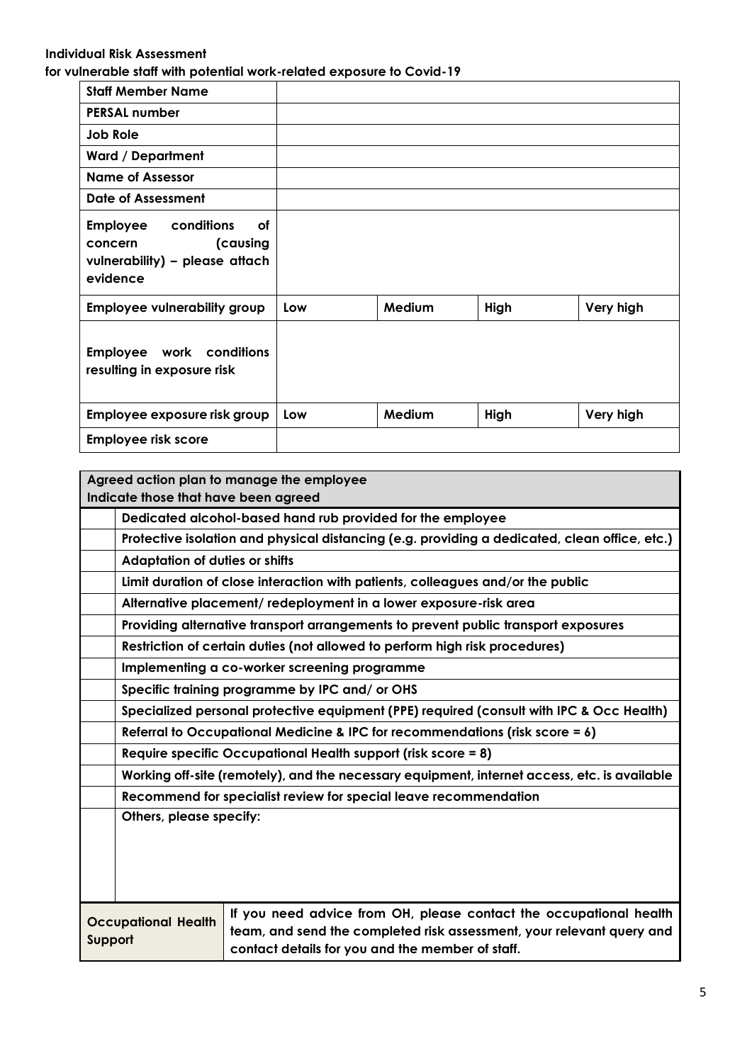**Individual Risk Assessment**
**for vulnerable staff with potential work-related exposure to Covid-19**

| | | | | |
|---|---|---|---|---|
| **Staff Member Name** | | | | |
| **PERSAL number** | | | | |
| **Job Role** | | | | |
| **Ward / Department** | | | | |
| **Name of Assessor** | | | | |
| **Date of Assessment** | | | | |
| **Employee conditions of concern (causing vulnerability) – please attach evidence** | | | | |
| **Employee vulnerability group** | **Low** | **Medium** | **High** | **Very high** |
| **Employee work conditions resulting in exposure risk** | | | | |
| **Employee exposure risk group** | **Low** | **Medium** | **High** | **Very high** |
| **Employee risk score** | | | | |

| **Agreed action plan to manage the employee** **Indicate those that have been agreed** | |
|---|---|
| | **Dedicated alcohol-based hand rub provided for the employee** |
| | **Protective isolation and physical distancing (e.g. providing a dedicated, clean office, etc.)** |
| | **Adaptation of duties or shifts** |
| | **Limit duration of close interaction with patients, colleagues and/or the public** |
| | **Alternative placement/ redeployment in a lower exposure-risk area** |
| | **Providing alternative transport arrangements to prevent public transport exposures** |
| | **Restriction of certain duties (not allowed to perform high risk procedures)** |
| | **Implementing a co-worker screening programme** |
| | **Specific training programme by IPC and/ or OHS** |
| | **Specialized personal protective equipment (PPE) required (consult with IPC & Occ Health)** |
| | **Referral to Occupational Medicine & IPC for recommendations (risk score = 6)** |
| | **Require specific Occupational Health support (risk score = 8)** |
| | **Working off-site (remotely), and the necessary equipment, internet access, etc. is available** |
| | **Recommend for specialist review for special leave recommendation** |
| | **Others, please specify:** |

| | |
|---|---|
| **Occupational Health Support** | **If you need advice from OH, please contact the occupational health team, and send the completed risk assessment, your relevant query and contact details for you and the member of staff.** |